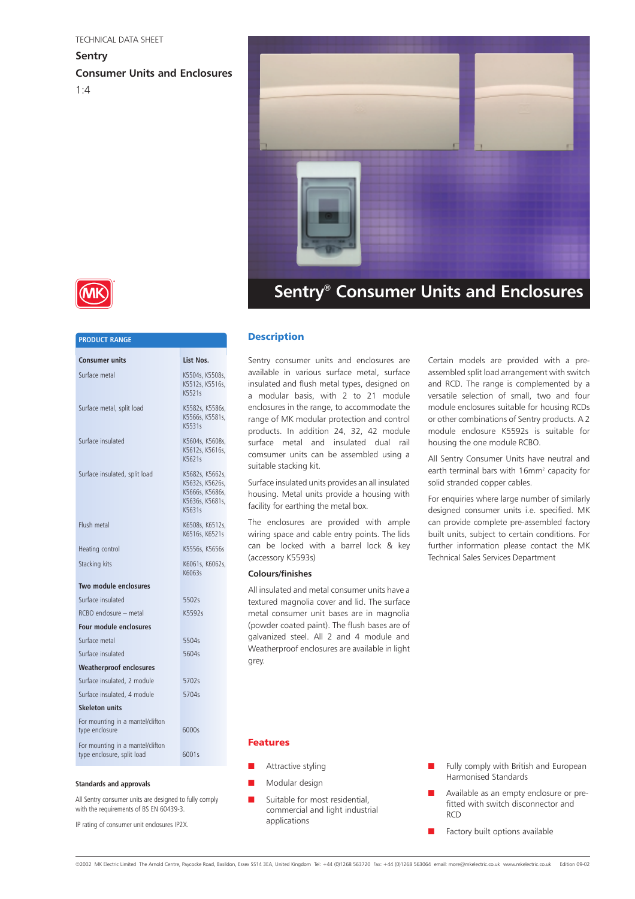TECHNICAL DATA SHEET

**Sentry**

**Consumer Units and Enclosures**

1:4

# Sentry® Consumer Units and Enclosures

## PRODUCT RANGE

| Consumer units | List Nos. |
|---|---|
| Surface metal | K5504s, K5508s, K5512s, K5516s, K5521s |
| Surface metal, split load | K5582s, K5586s, K5566s, K5581s, K5531s |
| Surface insulated | K5604s, K5608s, K5612s, K5616s, K5621s |
| Surface insulated, split load | K5682s, K5662s, K5632s, K5626s, K5666s, K5686s, K5636s, K5681s, K5631s |
| Flush metal | K6508s, K6512s, K6516s, K6521s |
| Heating control | K5556s, K5656s |
| Stacking kits | K6061s, K6062s, K6063s |
| **Two module enclosures** | |
| Surface insulated | 5502s |
| RCBO enclosure – metal | K5592s |
| **Four module enclosures** | |
| Surface metal | 5504s |
| Surface insulated | 5604s |
| **Weatherproof enclosures** | |
| Surface insulated, 2 module | 5702s |
| Surface insulated, 4 module | 5704s |
| **Skeleton units** | |
| For mounting in a mantel/clifton type enclosure | 6000s |
| For mounting in a mantel/clifton type enclosure, split load | 6001s |

**Standards and approvals**

All Sentry consumer units are designed to fully comply with the requirements of BS EN 60439-3.

IP rating of consumer unit enclosures IP2X.

## Description

Sentry consumer units and enclosures are available in various surface metal, surface insulated and flush metal types, designed on a modular basis, with 2 to 21 module enclosures in the range, to accommodate the range of MK modular protection and control products. In addition 24, 32, 42 module surface metal and insulated dual rail consumer units can be assembled using a suitable stacking kit.

Surface insulated units provides an all insulated housing. Metal units provide a housing with facility for earthing the metal box.

The enclosures are provided with ample wiring space and cable entry points. The lids can be locked with a barrel lock & key (accessory K5593s)

### Colours/finishes

All insulated and metal consumer units have a textured magnolia cover and lid. The surface metal consumer unit bases are in magnolia (powder coated paint). The flush bases are of galvanized steel. All 2 and 4 module and Weatherproof enclosures are available in light grey.

Certain models are provided with a pre-assembled split load arrangement with switch and RCD. The range is complemented by a versatile selection of small, two and four module enclosures suitable for housing RCDs or other combinations of Sentry products. A 2 module enclosure K5592s is suitable for housing the one module RCBO.

All Sentry Consumer Units have neutral and earth terminal bars with 16mm² capacity for solid stranded copper cables.

For enquiries where large number of similarly designed consumer units i.e. specified. MK can provide complete pre-assembled factory built units, subject to certain conditions. For further information please contact the MK Technical Sales Services Department

## Features

- Attractive styling
- Modular design
- Suitable for most residential, commercial and light industrial applications
- Fully comply with British and European Harmonised Standards
- Available as an empty enclosure or pre-fitted with switch disconnector and RCD
- Factory built options available

©2002 MK Electric Limited The Arnold Centre, Paycocke Road, Basildon, Essex SS14 3EA, United Kingdom Tel: +44 (0)1268 563720 Fax: +44 (0)1268 563064 email: more@mkelectric.co.uk www.mkelectric.co.uk Edition 09-02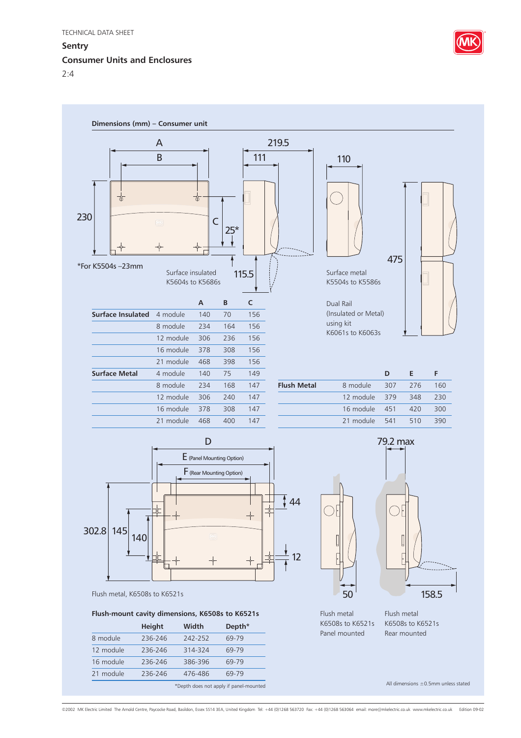TECHNICAL DATA SHEET

**Sentry**

**Consumer Units and Enclosures**

## Dimensions (mm) – Consumer unit

A B 230 C 25* 219.5 111 115.5 110 475

*For K5504s –23mm

Surface insulated K5604s to K5686s

Surface metal K5504s to K5586s

Dual Rail (Insulated or Metal) using kit K6061s to K6063s

| | | A | B | C |
|---|---|---|---|---|
| **Surface Insulated** | 4 module | 140 | 70 | 156 |
| | 8 module | 234 | 164 | 156 |
| | 12 module | 306 | 236 | 156 |
| | 16 module | 378 | 308 | 156 |
| | 21 module | 468 | 398 | 156 |
| **Surface Metal** | 4 module | 140 | 75 | 149 |
| | 8 module | 234 | 168 | 147 |
| | 12 module | 306 | 240 | 147 |
| | 16 module | 378 | 308 | 147 |
| | 21 module | 468 | 400 | 147 |

| | | D | E | F |
|---|---|---|---|---|
| **Flush Metal** | 8 module | 307 | 276 | 160 |
| | 12 module | 379 | 348 | 230 |
| | 16 module | 451 | 420 | 300 |
| | 21 module | 541 | 510 | 390 |

D E (Panel Mounting Option) F (Rear Mounting Option) 302.8 145 140 44 12 79.2 max 50 158.5

Flush metal, K6508s to K6521s

Flush metal K6508s to K6521s Panel mounted

Flush metal K6508s to K6521s Rear mounted

**Flush-mount cavity dimensions, K6508s to K6521s**

| | Height | Width | Depth* |
|---|---|---|---|
| 8 module | 236-246 | 242-252 | 69-79 |
| 12 module | 236-246 | 314-324 | 69-79 |
| 16 module | 236-246 | 386-396 | 69-79 |
| 21 module | 236-246 | 476-486 | 69-79 |

*Depth does not apply if panel-mounted

All dimensions ±0.5mm unless stated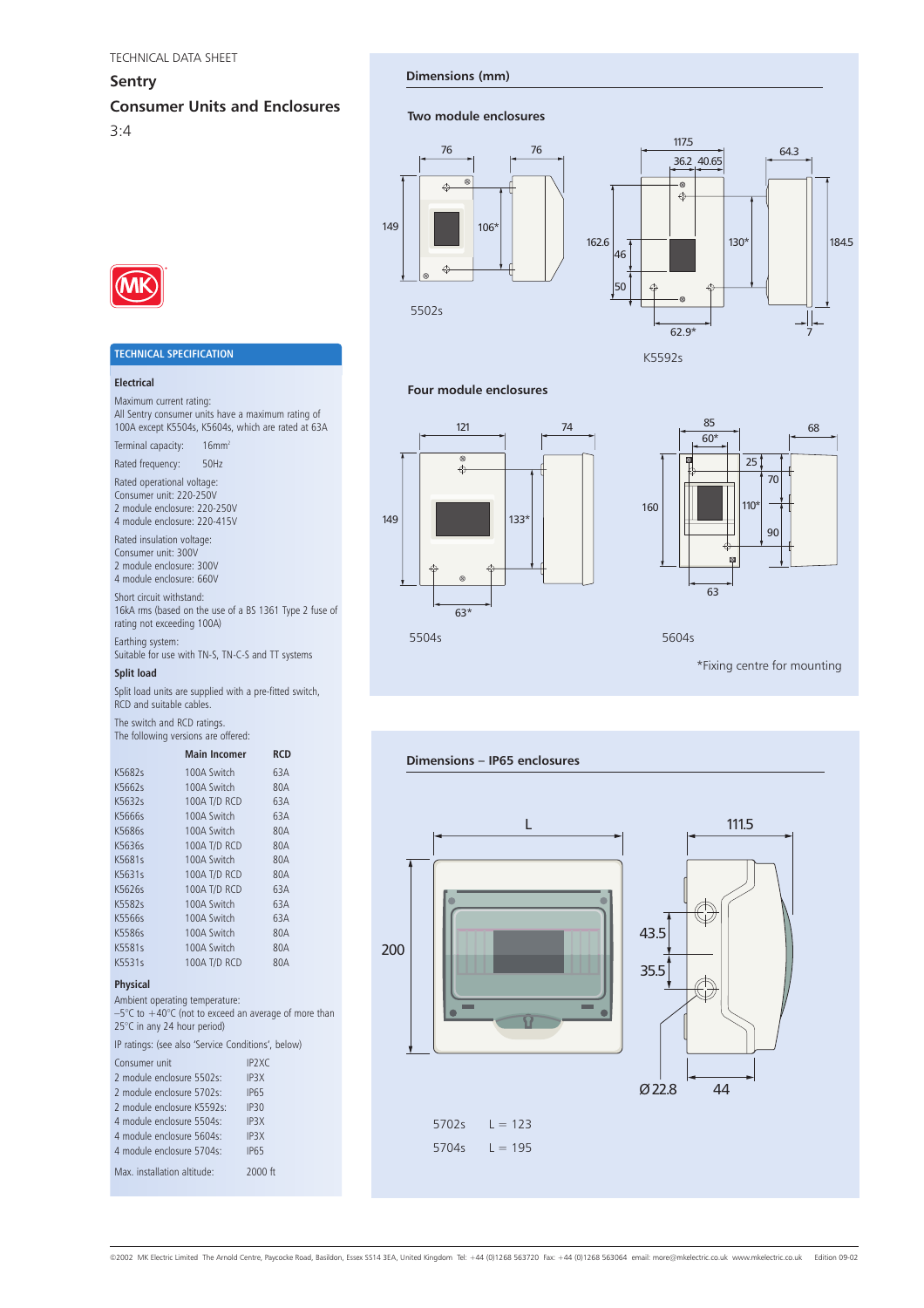TECHNICAL DATA SHEET

# Sentry

## Consumer Units and Enclosures

3:4

## TECHNICAL SPECIFICATION

### Electrical

Maximum current rating:
All Sentry consumer units have a maximum rating of 100A except K5504s, K5604s, which are rated at 63A

Terminal capacity: 16mm²

Rated frequency: 50Hz

Rated operational voltage:
Consumer unit: 220-250V
2 module enclosure: 220-250V
4 module enclosure: 220-415V

Rated insulation voltage:
Consumer unit: 300V
2 module enclosure: 300V
4 module enclosure: 660V

Short circuit withstand:
16kA rms (based on the use of a BS 1361 Type 2 fuse of rating not exceeding 100A)

Earthing system:
Suitable for use with TN-S, TN-C-S and TT systems

### Split load

Split load units are supplied with a pre-fitted switch, RCD and suitable cables.

The switch and RCD ratings.
The following versions are offered:

| | Main Incomer | RCD |
|---|---|---|
| K5682s | 100A Switch | 63A |
| K5662s | 100A Switch | 80A |
| K5632s | 100A T/D RCD | 63A |
| K5666s | 100A Switch | 63A |
| K5686s | 100A Switch | 80A |
| K5636s | 100A T/D RCD | 80A |
| K5681s | 100A Switch | 80A |
| K5631s | 100A T/D RCD | 80A |
| K5626s | 100A T/D RCD | 63A |
| K5582s | 100A Switch | 63A |
| K5566s | 100A Switch | 63A |
| K5586s | 100A Switch | 80A |
| K5581s | 100A Switch | 80A |
| K5531s | 100A T/D RCD | 80A |

### Physical

Ambient operating temperature:
–5°C to +40°C (not to exceed an average of more than 25°C in any 24 hour period)

IP ratings: (see also 'Service Conditions', below)

| | |
|---|---|
| Consumer unit | IP2XC |
| 2 module enclosure 5502s: | IP3X |
| 2 module enclosure 5702s: | IP65 |
| 2 module enclosure K5592s: | IP30 |
| 4 module enclosure 5504s: | IP3X |
| 4 module enclosure 5604s: | IP3X |
| 4 module enclosure 5704s: | IP65 |

Max. installation altitude: 2000 ft

## Dimensions (mm)

### Two module enclosures

5502s: 76 (width), 76 (depth), 149 (height), 106* (fixing centre)

K5592s: 117.5 (width), 36.2, 40.65, 64.3 (depth), 162.6, 46, 50, 130*, 184.5 (height), 62.9*, 7

### Four module enclosures

5504s: 121 (width), 74 (depth), 149 (height), 133*, 63*

5604s: 85 (width), 60*, 68 (depth), 160 (height), 25, 70, 110*, 90, 63

*Fixing centre for mounting

## Dimensions – IP65 enclosures

L, 111.5, 200, 43.5, 35.5, Ø22.8, 44

| | |
|---|---|
| 5702s | L = 123 |
| 5704s | L = 195 |

©2002 MK Electric Limited The Arnold Centre, Paycocke Road, Basildon, Essex SS14 3EA, United Kingdom Tel: +44 (0)1268 563720 Fax: +44 (0)1268 563064 email: more@mkelectric.co.uk www.mkelectric.co.uk Edition 09-02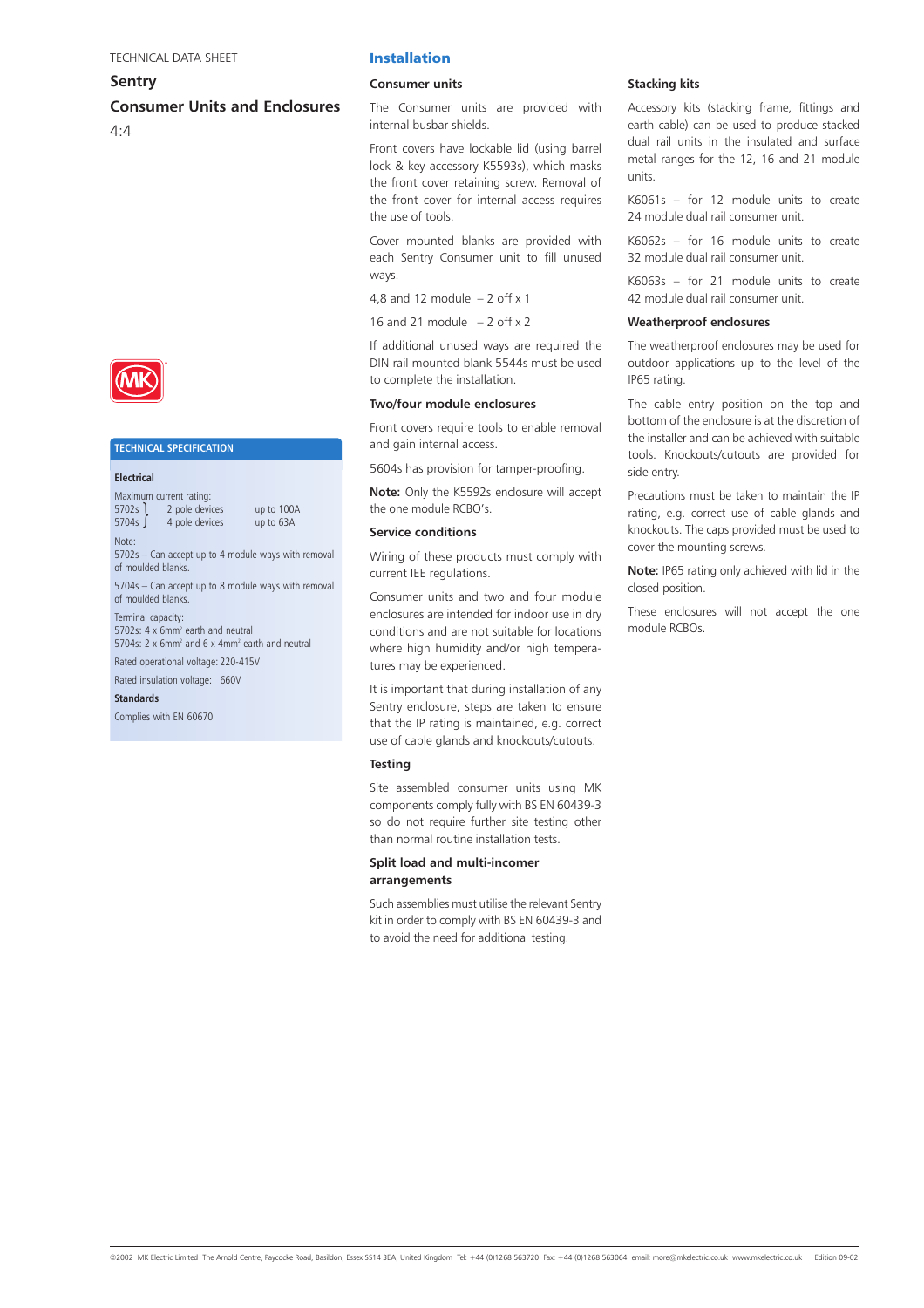TECHNICAL DATA SHEET

# Sentry

## Consumer Units and Enclosures

4:4

### TECHNICAL SPECIFICATION

**Electrical**

Maximum current rating:

| | | |
|---|---|---|
| 5702s | 2 pole devices | up to 100A |
| 5704s | 4 pole devices | up to 63A |

Note:

5702s – Can accept up to 4 module ways with removal of moulded blanks.

5704s – Can accept up to 8 module ways with removal of moulded blanks.

Terminal capacity:

5702s: 4 x 6mm² earth and neutral

5704s: 2 x 6mm² and 6 x 4mm² earth and neutral

Rated operational voltage: 220-415V

Rated insulation voltage: 660V

**Standards**

Complies with EN 60670

## Installation

### Consumer units

The Consumer units are provided with internal busbar shields.

Front covers have lockable lid (using barrel lock & key accessory K5593s), which masks the front cover retaining screw. Removal of the front cover for internal access requires the use of tools.

Cover mounted blanks are provided with each Sentry Consumer unit to fill unused ways.

4,8 and 12 module – 2 off x 1

16 and 21 module – 2 off x 2

If additional unused ways are required the DIN rail mounted blank 5544s must be used to complete the installation.

### Two/four module enclosures

Front covers require tools to enable removal and gain internal access.

5604s has provision for tamper-proofing.

**Note:** Only the K5592s enclosure will accept the one module RCBO's.

### Service conditions

Wiring of these products must comply with current IEE regulations.

Consumer units and two and four module enclosures are intended for indoor use in dry conditions and are not suitable for locations where high humidity and/or high temperatures may be experienced.

It is important that during installation of any Sentry enclosure, steps are taken to ensure that the IP rating is maintained, e.g. correct use of cable glands and knockouts/cutouts.

### Testing

Site assembled consumer units using MK components comply fully with BS EN 60439-3 so do not require further site testing other than normal routine installation tests.

### Split load and multi-incomer arrangements

Such assemblies must utilise the relevant Sentry kit in order to comply with BS EN 60439-3 and to avoid the need for additional testing.

### Stacking kits

Accessory kits (stacking frame, fittings and earth cable) can be used to produce stacked dual rail units in the insulated and surface metal ranges for the 12, 16 and 21 module units.

K6061s – for 12 module units to create 24 module dual rail consumer unit.

K6062s – for 16 module units to create 32 module dual rail consumer unit.

K6063s – for 21 module units to create 42 module dual rail consumer unit.

### Weatherproof enclosures

The weatherproof enclosures may be used for outdoor applications up to the level of the IP65 rating.

The cable entry position on the top and bottom of the enclosure is at the discretion of the installer and can be achieved with suitable tools. Knockouts/cutouts are provided for side entry.

Precautions must be taken to maintain the IP rating, e.g. correct use of cable glands and knockouts. The caps provided must be used to cover the mounting screws.

**Note:** IP65 rating only achieved with lid in the closed position.

These enclosures will not accept the one module RCBOs.

©2002 MK Electric Limited The Arnold Centre, Paycocke Road, Basildon, Essex SS14 3EA, United Kingdom Tel: +44 (0)1268 563720 Fax: +44 (0)1268 563064 email: more@mkelectric.co.uk www.mkelectric.co.uk Edition 09-02